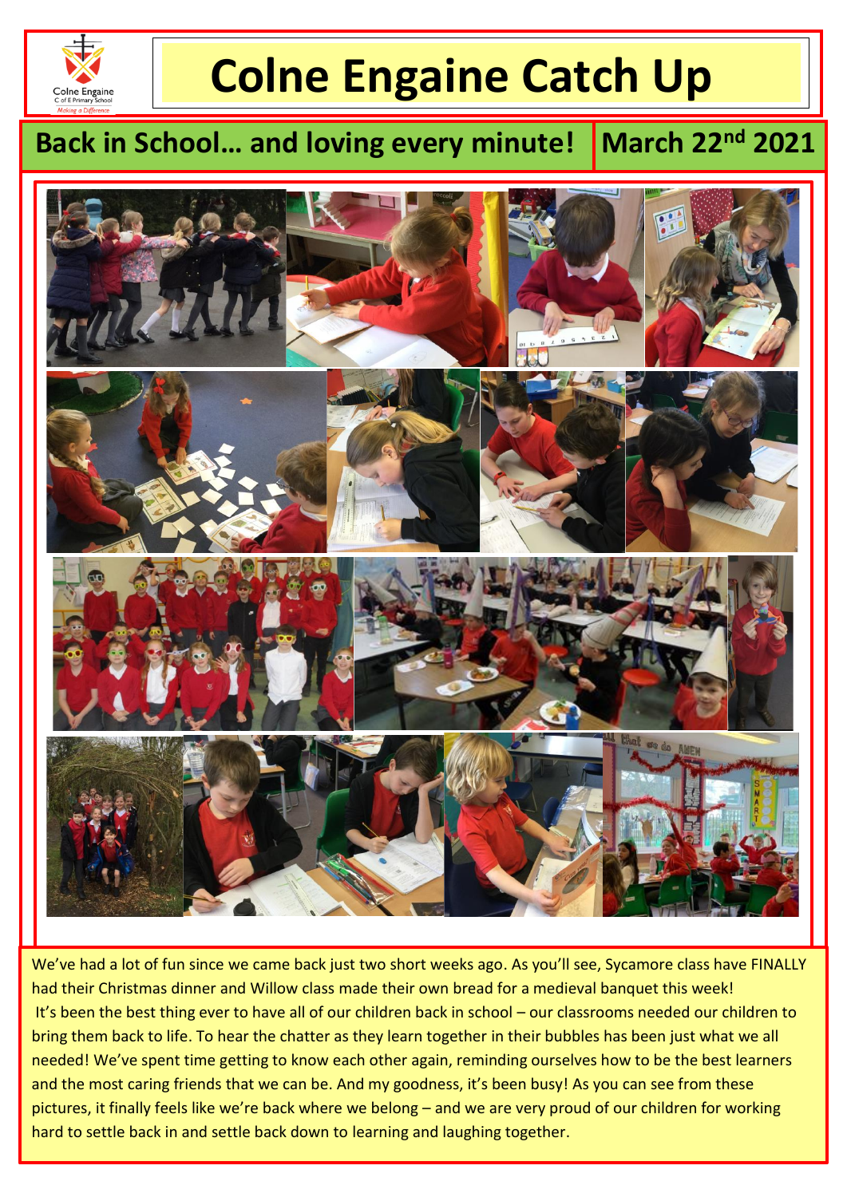# Colne Engaine Catch Up

## Back in School… and loving every minute!

**March 22nd 2021**

We've had a lot of fun since we came back just two short weeks ago. As you'll see, Sycamore class have FINALLY had their Christmas dinner and Willow class made their own bread for a medieval banquet this week!
It's been the best thing ever to have all of our children back in school – our classrooms needed our children to bring them back to life. To hear the chatter as they learn together in their bubbles has been just what we all needed! We've spent time getting to know each other again, reminding ourselves how to be the best learners and the most caring friends that we can be. And my goodness, it's been busy! As you can see from these pictures, it finally feels like we're back where we belong – and we are very proud of our children for working hard to settle back in and settle back down to learning and laughing together.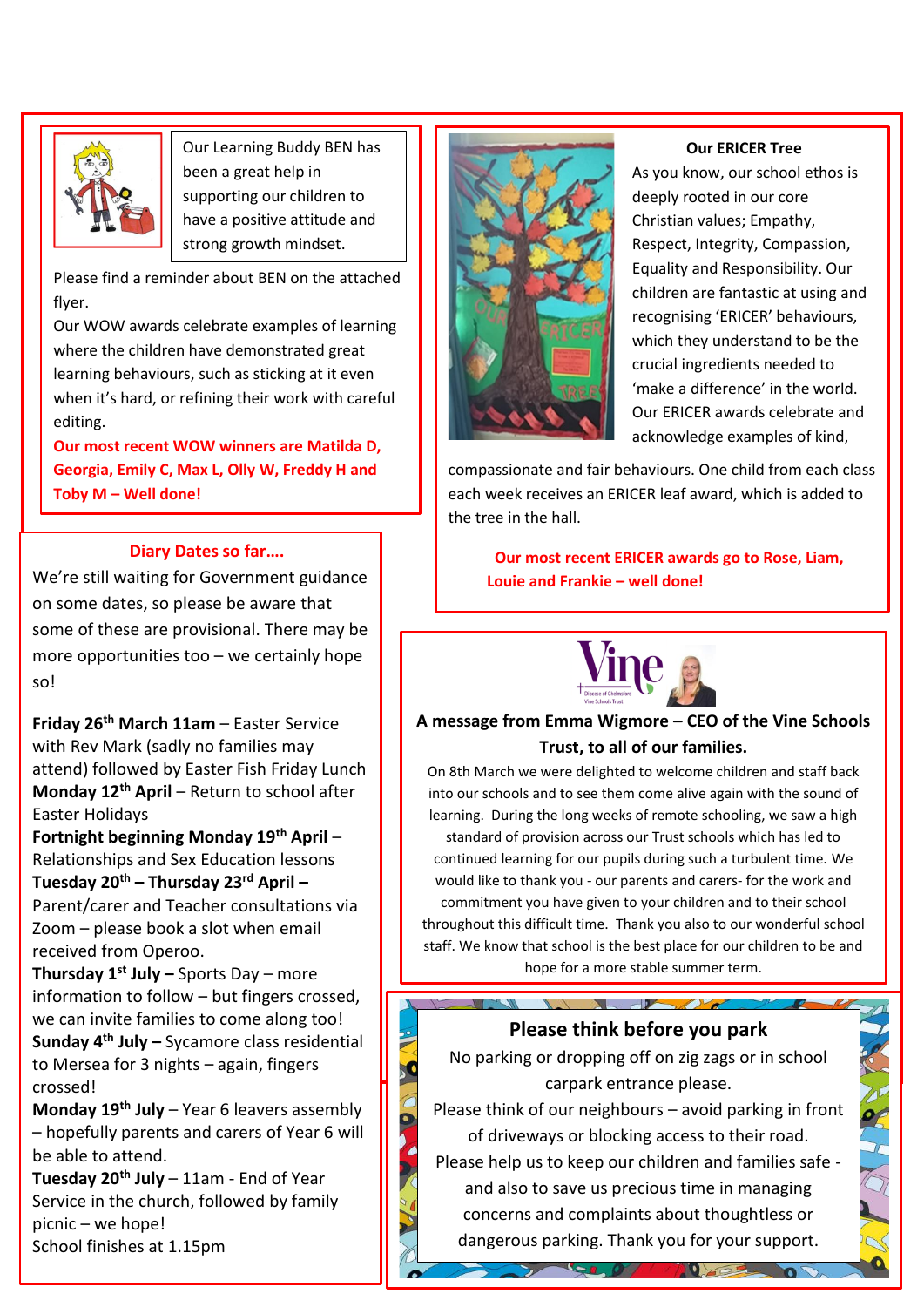Our Learning Buddy BEN has been a great help in supporting our children to have a positive attitude and strong growth mindset.

Please find a reminder about BEN on the attached flyer.

Our WOW awards celebrate examples of learning where the children have demonstrated great learning behaviours, such as sticking at it even when it's hard, or refining their work with careful editing.

**Our most recent WOW winners are Matilda D, Georgia, Emily C, Max L, Olly W, Freddy H and Toby M – Well done!**

## Diary Dates so far….

We're still waiting for Government guidance on some dates, so please be aware that some of these are provisional. There may be more opportunities too – we certainly hope so!

**Friday 26th March 11am** – Easter Service with Rev Mark (sadly no families may attend) followed by Easter Fish Friday Lunch

**Monday 12th April** – Return to school after Easter Holidays

**Fortnight beginning Monday 19th April** – Relationships and Sex Education lessons

**Tuesday 20th – Thursday 23rd April** – Parent/carer and Teacher consultations via Zoom – please book a slot when email received from Operoo.

**Thursday 1st July** – Sports Day – more information to follow – but fingers crossed, we can invite families to come along too!

**Sunday 4th July** – Sycamore class residential to Mersea for 3 nights – again, fingers crossed!

**Monday 19th July** – Year 6 leavers assembly – hopefully parents and carers of Year 6 will be able to attend.

**Tuesday 20th July** – 11am - End of Year Service in the church, followed by family picnic – we hope!

School finishes at 1.15pm

## Our ERICER Tree

As you know, our school ethos is deeply rooted in our core Christian values; Empathy, Respect, Integrity, Compassion, Equality and Responsibility. Our children are fantastic at using and recognising 'ERICER' behaviours, which they understand to be the crucial ingredients needed to 'make a difference' in the world. Our ERICER awards celebrate and acknowledge examples of kind, compassionate and fair behaviours. One child from each class each week receives an ERICER leaf award, which is added to the tree in the hall.

**Our most recent ERICER awards go to Rose, Liam, Louie and Frankie – well done!**

## A message from Emma Wigmore – CEO of the Vine Schools Trust, to all of our families.

On 8th March we were delighted to welcome children and staff back into our schools and to see them come alive again with the sound of learning. During the long weeks of remote schooling, we saw a high standard of provision across our Trust schools which has led to continued learning for our pupils during such a turbulent time. We would like to thank you - our parents and carers- for the work and commitment you have given to your children and to their school throughout this difficult time. Thank you also to our wonderful school staff. We know that school is the best place for our children to be and hope for a more stable summer term.

## Please think before you park

No parking or dropping off on zig zags or in school carpark entrance please.

Please think of our neighbours – avoid parking in front of driveways or blocking access to their road.

Please help us to keep our children and families safe - and also to save us precious time in managing concerns and complaints about thoughtless or dangerous parking. Thank you for your support.